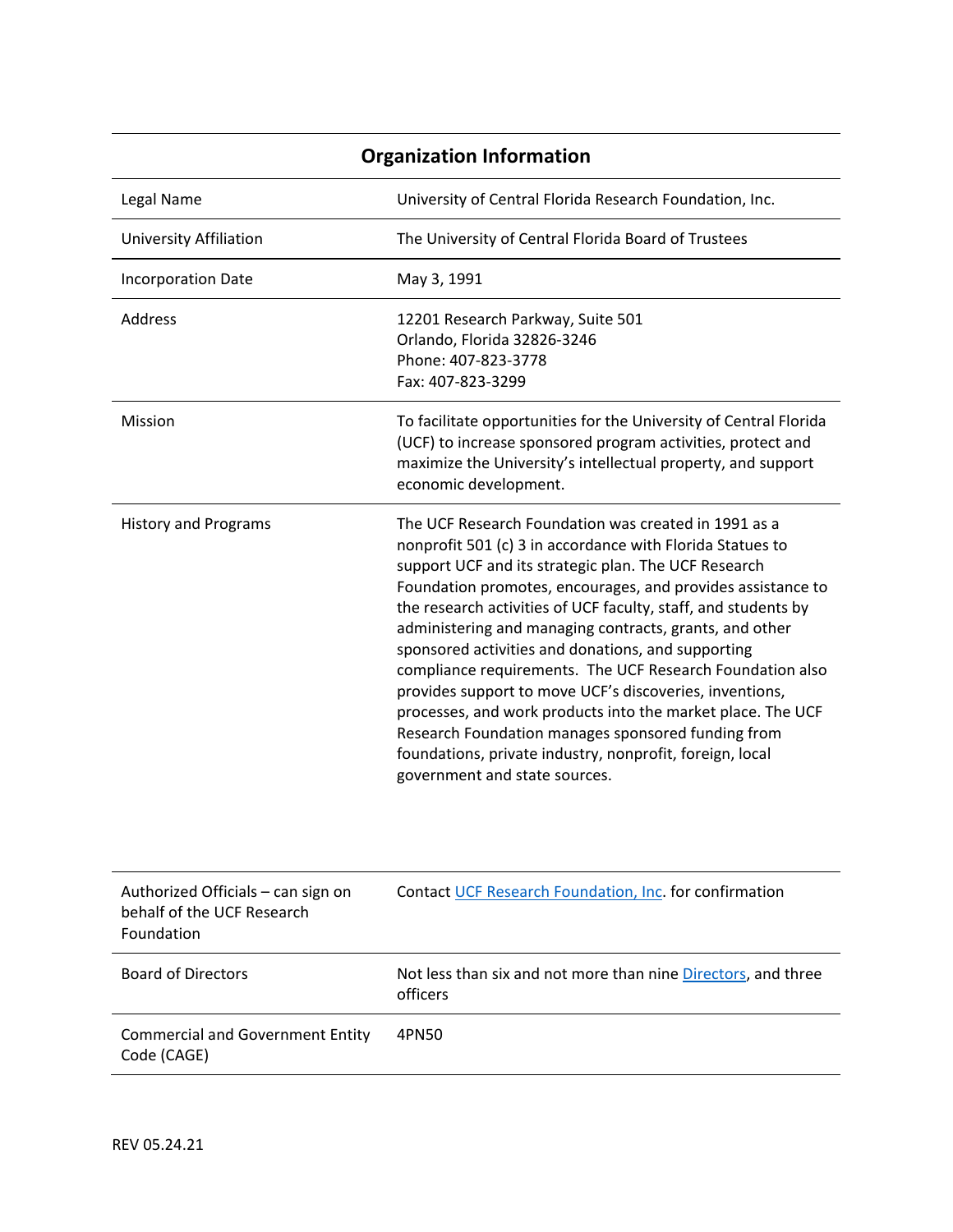| Organization Information | |
|---|---|
| Legal Name | University of Central Florida Research Foundation, Inc. |
| University Affiliation | The University of Central Florida Board of Trustees |
| Incorporation Date | May 3, 1991 |
| Address | 12201 Research Parkway, Suite 501<br>Orlando, Florida 32826-3246<br>Phone: 407-823-3778<br>Fax: 407-823-3299 |
| Mission | To facilitate opportunities for the University of Central Florida (UCF) to increase sponsored program activities, protect and maximize the University's intellectual property, and support economic development. |
| History and Programs | The UCF Research Foundation was created in 1991 as a nonprofit 501 (c) 3 in accordance with Florida Statues to support UCF and its strategic plan. The UCF Research Foundation promotes, encourages, and provides assistance to the research activities of UCF faculty, staff, and students by administering and managing contracts, grants, and other sponsored activities and donations, and supporting compliance requirements. The UCF Research Foundation also provides support to move UCF's discoveries, inventions, processes, and work products into the market place. The UCF Research Foundation manages sponsored funding from foundations, private industry, nonprofit, foreign, local government and state sources. |

| | |
|---|---|
| Authorized Officials – can sign on behalf of the UCF Research Foundation | Contact UCF Research Foundation, Inc. for confirmation |
| Board of Directors | Not less than six and not more than nine Directors, and three officers |
| Commercial and Government Entity Code (CAGE) | 4PN50 |

REV 05.24.21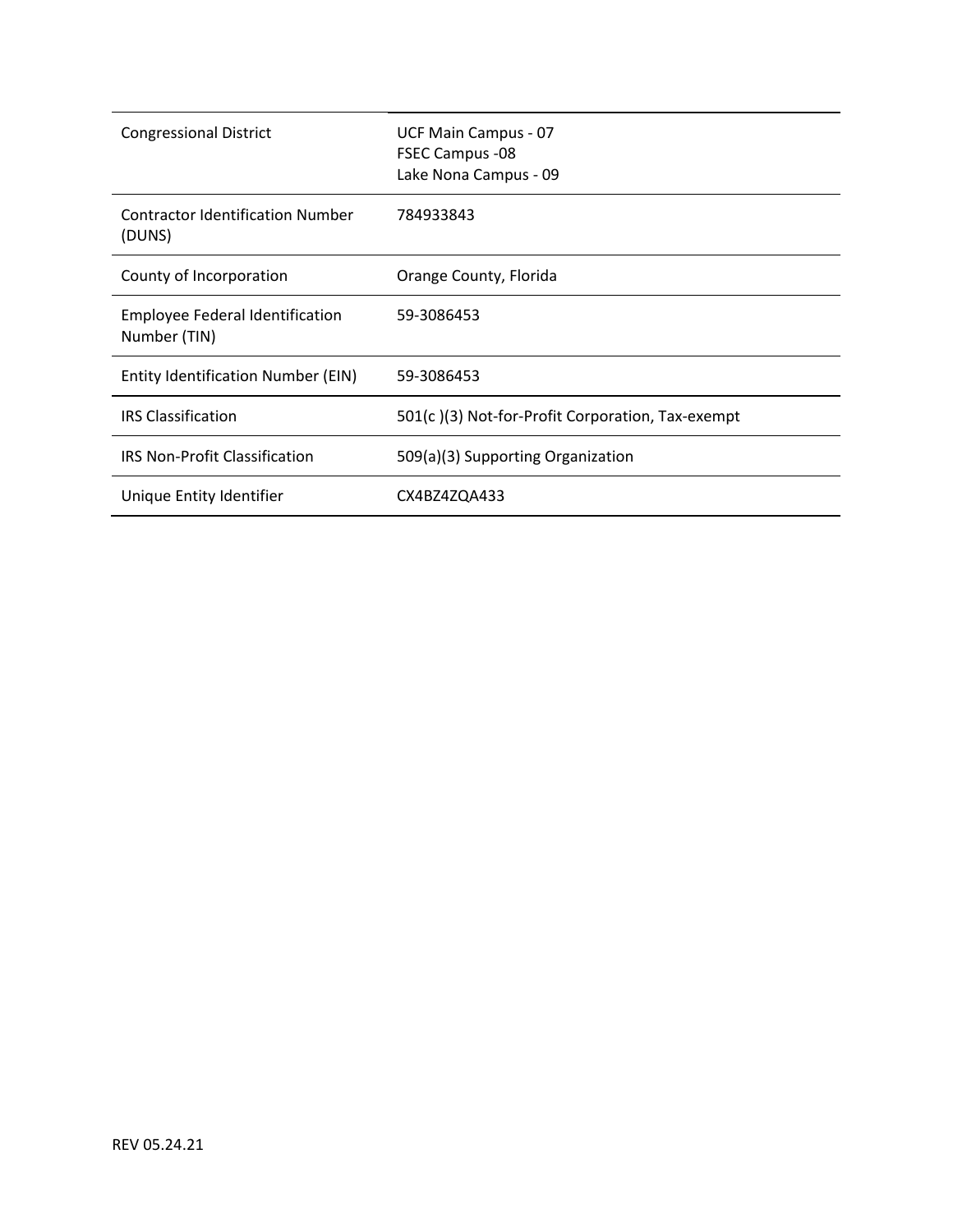| | |
|---|---|
| Congressional District | UCF Main Campus - 07<br>FSEC Campus -08<br>Lake Nona Campus - 09 |
| Contractor Identification Number (DUNS) | 784933843 |
| County of Incorporation | Orange County, Florida |
| Employee Federal Identification Number (TIN) | 59-3086453 |
| Entity Identification Number (EIN) | 59-3086453 |
| IRS Classification | 501(c )(3) Not-for-Profit Corporation, Tax-exempt |
| IRS Non-Profit Classification | 509(a)(3) Supporting Organization |
| Unique Entity Identifier | CX4BZ4ZQA433 |

REV 05.24.21